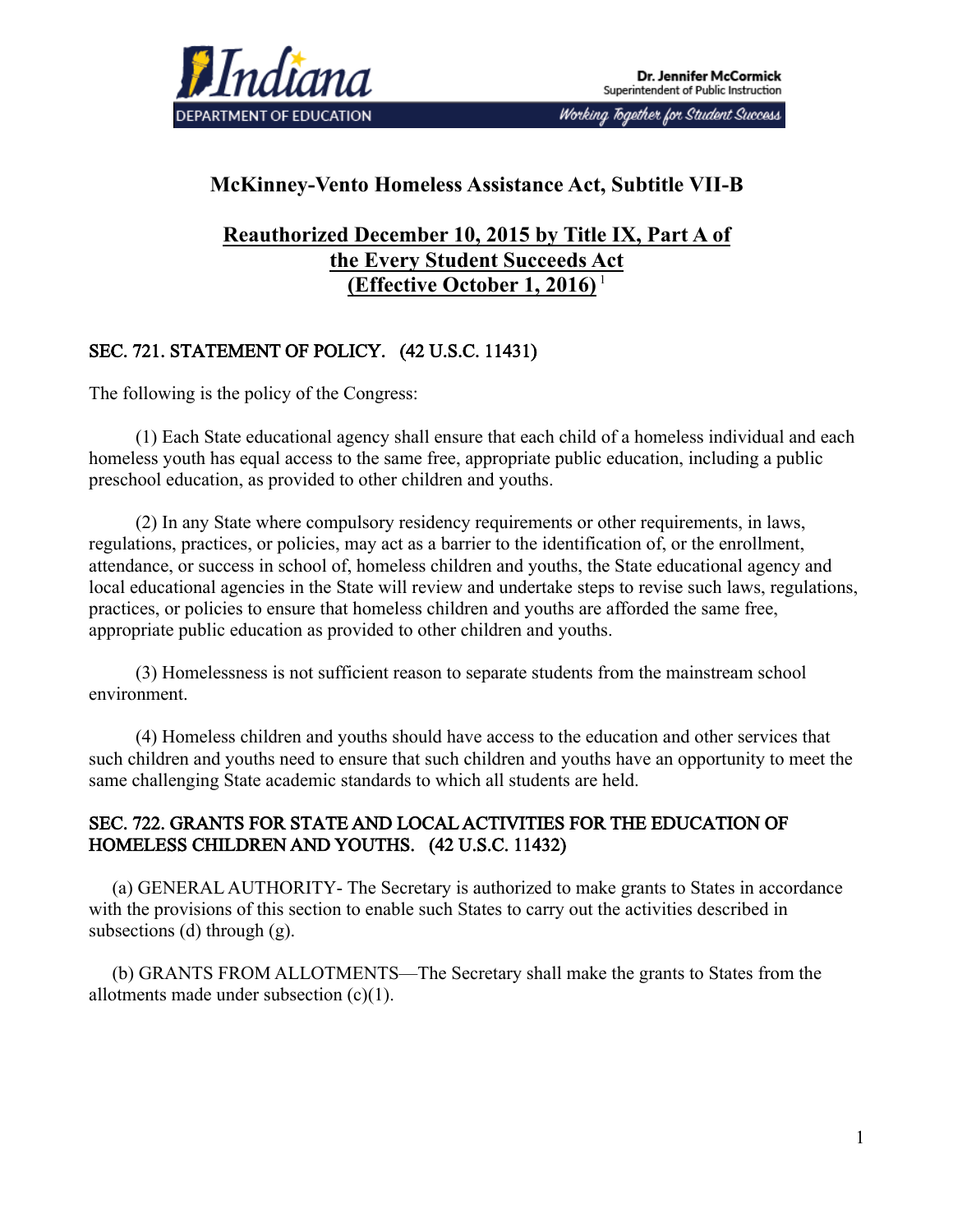Indiana DEPARTMENT OF EDUCATION

Dr. Jennifer McCormick
Superintendent of Public Instruction

Working Together for Student Success

# McKinney-Vento Homeless Assistance Act, Subtitle VII-B

## Reauthorized December 10, 2015 by Title IX, Part A of the Every Student Succeeds Act (Effective October 1, 2016) [1]

### SEC. 721. STATEMENT OF POLICY. (42 U.S.C. 11431)

The following is the policy of the Congress:

(1) Each State educational agency shall ensure that each child of a homeless individual and each homeless youth has equal access to the same free, appropriate public education, including a public preschool education, as provided to other children and youths.

(2) In any State where compulsory residency requirements or other requirements, in laws, regulations, practices, or policies, may act as a barrier to the identification of, or the enrollment, attendance, or success in school of, homeless children and youths, the State educational agency and local educational agencies in the State will review and undertake steps to revise such laws, regulations, practices, or policies to ensure that homeless children and youths are afforded the same free, appropriate public education as provided to other children and youths.

(3) Homelessness is not sufficient reason to separate students from the mainstream school environment.

(4) Homeless children and youths should have access to the education and other services that such children and youths need to ensure that such children and youths have an opportunity to meet the same challenging State academic standards to which all students are held.

### SEC. 722. GRANTS FOR STATE AND LOCAL ACTIVITIES FOR THE EDUCATION OF HOMELESS CHILDREN AND YOUTHS. (42 U.S.C. 11432)

(a) GENERAL AUTHORITY- The Secretary is authorized to make grants to States in accordance with the provisions of this section to enable such States to carry out the activities described in subsections (d) through (g).

(b) GRANTS FROM ALLOTMENTS—The Secretary shall make the grants to States from the allotments made under subsection (c)(1).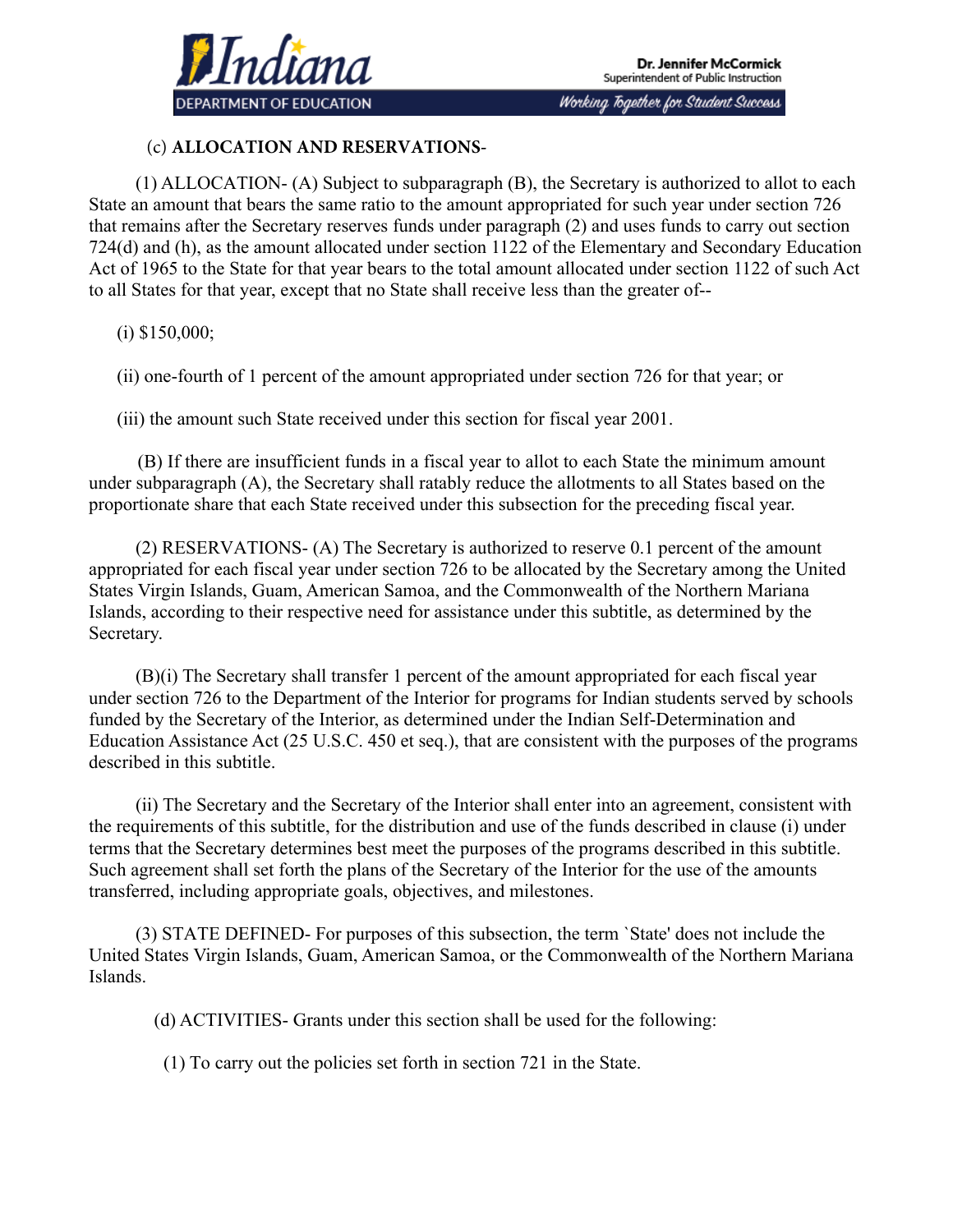(c) **ALLOCATION AND RESERVATIONS**-

(1) ALLOCATION- (A) Subject to subparagraph (B), the Secretary is authorized to allot to each State an amount that bears the same ratio to the amount appropriated for such year under section 726 that remains after the Secretary reserves funds under paragraph (2) and uses funds to carry out section 724(d) and (h), as the amount allocated under section 1122 of the Elementary and Secondary Education Act of 1965 to the State for that year bears to the total amount allocated under section 1122 of such Act to all States for that year, except that no State shall receive less than the greater of--

(i) $150,000;

(ii) one-fourth of 1 percent of the amount appropriated under section 726 for that year; or

(iii) the amount such State received under this section for fiscal year 2001.

(B) If there are insufficient funds in a fiscal year to allot to each State the minimum amount under subparagraph (A), the Secretary shall ratably reduce the allotments to all States based on the proportionate share that each State received under this subsection for the preceding fiscal year.

(2) RESERVATIONS- (A) The Secretary is authorized to reserve 0.1 percent of the amount appropriated for each fiscal year under section 726 to be allocated by the Secretary among the United States Virgin Islands, Guam, American Samoa, and the Commonwealth of the Northern Mariana Islands, according to their respective need for assistance under this subtitle, as determined by the Secretary.

(B)(i) The Secretary shall transfer 1 percent of the amount appropriated for each fiscal year under section 726 to the Department of the Interior for programs for Indian students served by schools funded by the Secretary of the Interior, as determined under the Indian Self-Determination and Education Assistance Act (25 U.S.C. 450 et seq.), that are consistent with the purposes of the programs described in this subtitle.

(ii) The Secretary and the Secretary of the Interior shall enter into an agreement, consistent with the requirements of this subtitle, for the distribution and use of the funds described in clause (i) under terms that the Secretary determines best meet the purposes of the programs described in this subtitle. Such agreement shall set forth the plans of the Secretary of the Interior for the use of the amounts transferred, including appropriate goals, objectives, and milestones.

(3) STATE DEFINED- For purposes of this subsection, the term `State' does not include the United States Virgin Islands, Guam, American Samoa, or the Commonwealth of the Northern Mariana Islands.

(d) ACTIVITIES- Grants under this section shall be used for the following:

(1) To carry out the policies set forth in section 721 in the State.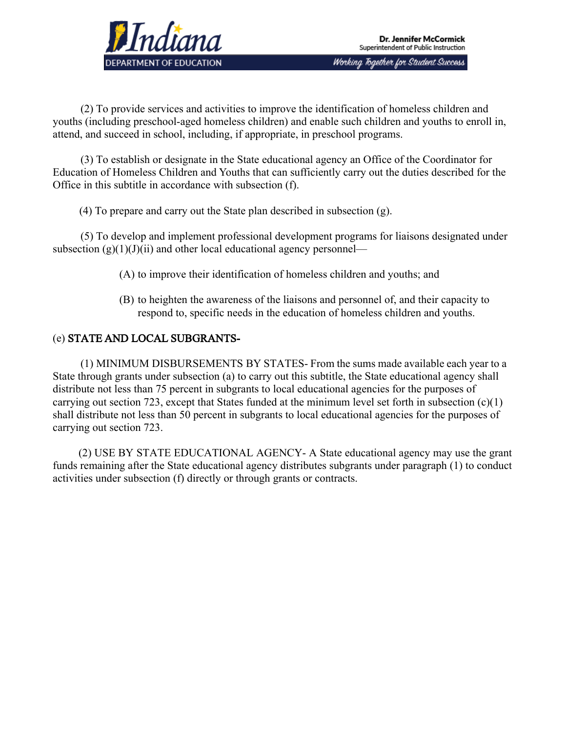(2) To provide services and activities to improve the identification of homeless children and youths (including preschool-aged homeless children) and enable such children and youths to enroll in, attend, and succeed in school, including, if appropriate, in preschool programs.

(3) To establish or designate in the State educational agency an Office of the Coordinator for Education of Homeless Children and Youths that can sufficiently carry out the duties described for the Office in this subtitle in accordance with subsection (f).

(4) To prepare and carry out the State plan described in subsection (g).

(5) To develop and implement professional development programs for liaisons designated under subsection (g)(1)(J)(ii) and other local educational agency personnel—

> (A) to improve their identification of homeless children and youths; and
>
> (B) to heighten the awareness of the liaisons and personnel of, and their capacity to respond to, specific needs in the education of homeless children and youths.

(e) **STATE AND LOCAL SUBGRANTS-**

(1) MINIMUM DISBURSEMENTS BY STATES- From the sums made available each year to a State through grants under subsection (a) to carry out this subtitle, the State educational agency shall distribute not less than 75 percent in subgrants to local educational agencies for the purposes of carrying out section 723, except that States funded at the minimum level set forth in subsection (c)(1) shall distribute not less than 50 percent in subgrants to local educational agencies for the purposes of carrying out section 723.

(2) USE BY STATE EDUCATIONAL AGENCY- A State educational agency may use the grant funds remaining after the State educational agency distributes subgrants under paragraph (1) to conduct activities under subsection (f) directly or through grants or contracts.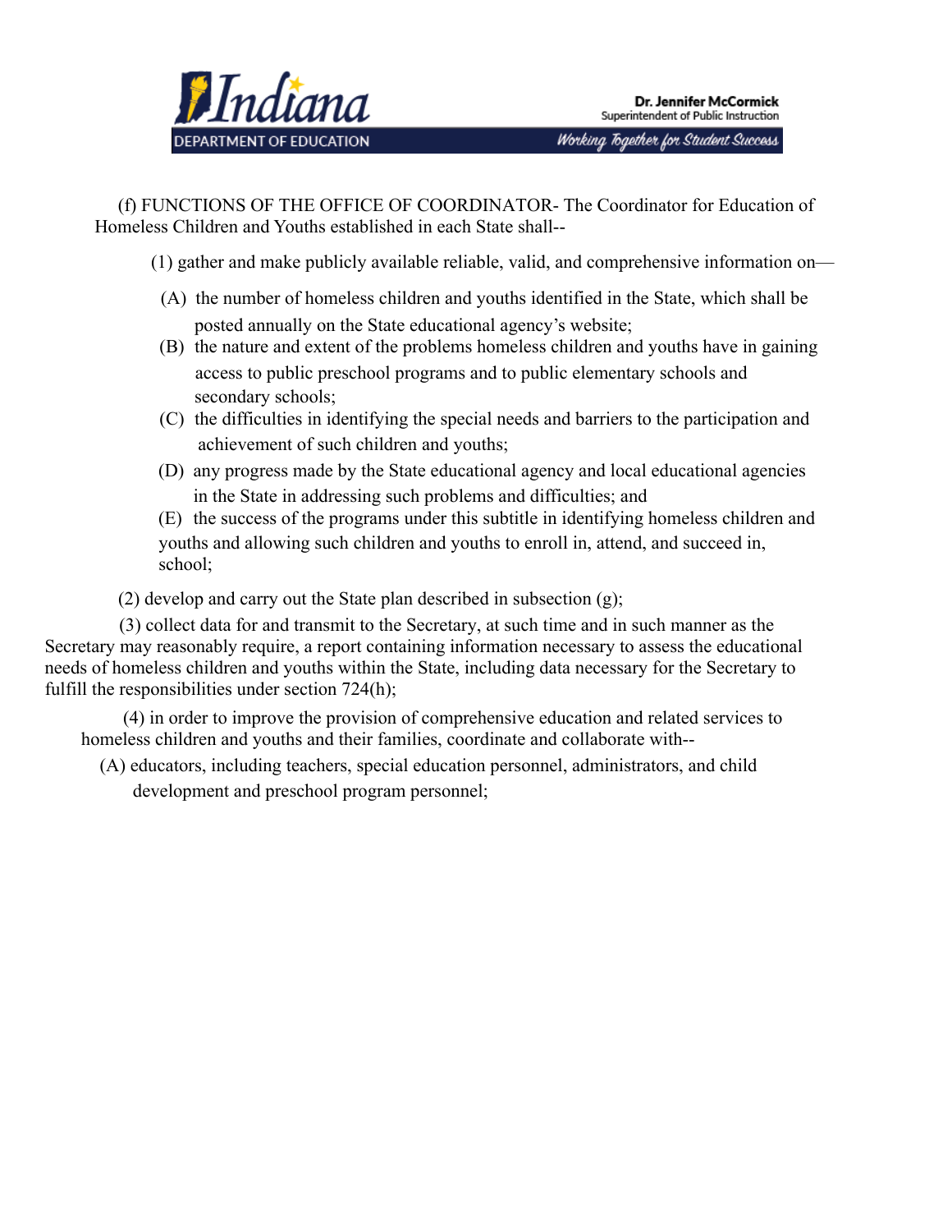(f) FUNCTIONS OF THE OFFICE OF COORDINATOR- The Coordinator for Education of Homeless Children and Youths established in each State shall--

(1) gather and make publicly available reliable, valid, and comprehensive information on—

(A) the number of homeless children and youths identified in the State, which shall be posted annually on the State educational agency's website;

(B) the nature and extent of the problems homeless children and youths have in gaining access to public preschool programs and to public elementary schools and secondary schools;

(C) the difficulties in identifying the special needs and barriers to the participation and achievement of such children and youths;

(D) any progress made by the State educational agency and local educational agencies in the State in addressing such problems and difficulties; and

(E) the success of the programs under this subtitle in identifying homeless children and youths and allowing such children and youths to enroll in, attend, and succeed in, school;

(2) develop and carry out the State plan described in subsection (g);

(3) collect data for and transmit to the Secretary, at such time and in such manner as the Secretary may reasonably require, a report containing information necessary to assess the educational needs of homeless children and youths within the State, including data necessary for the Secretary to fulfill the responsibilities under section 724(h);

(4) in order to improve the provision of comprehensive education and related services to homeless children and youths and their families, coordinate and collaborate with--

(A) educators, including teachers, special education personnel, administrators, and child development and preschool program personnel;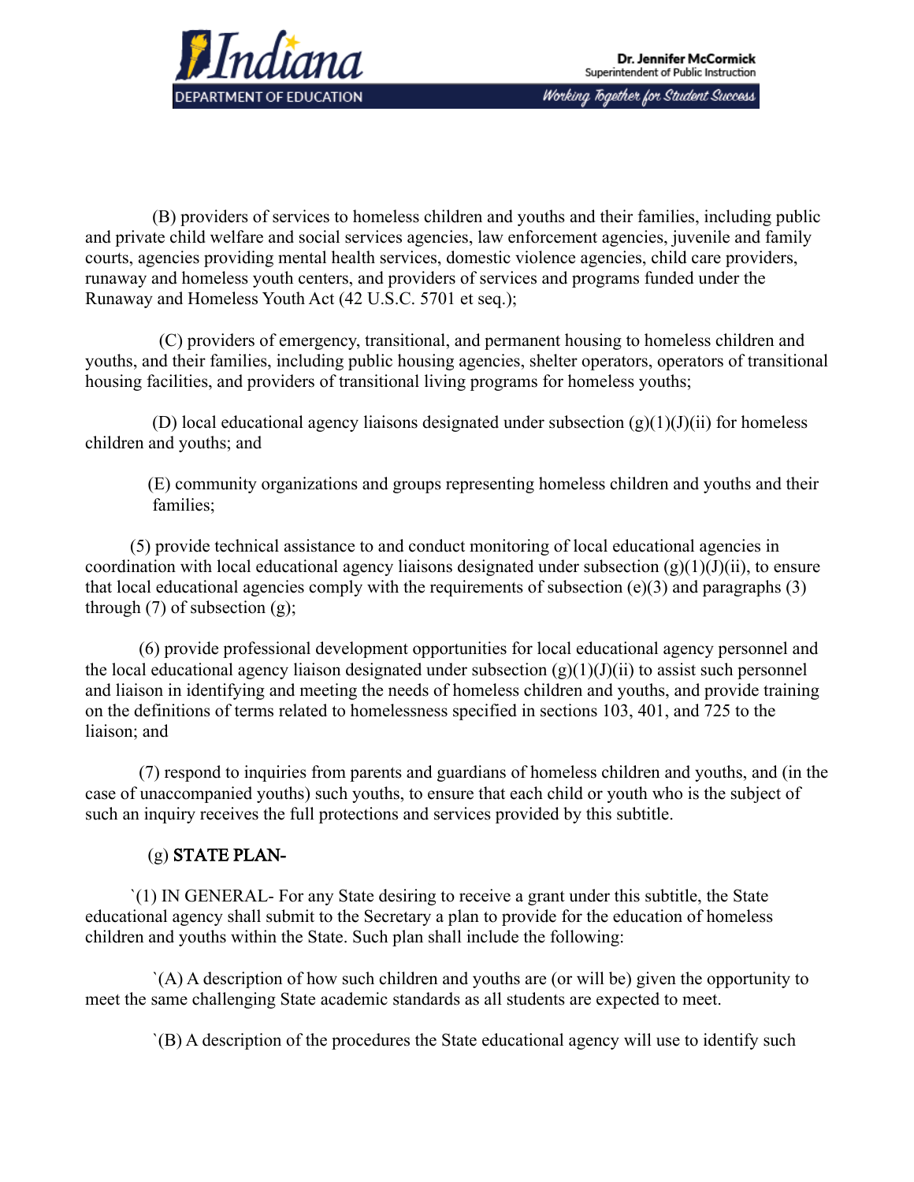(B) providers of services to homeless children and youths and their families, including public and private child welfare and social services agencies, law enforcement agencies, juvenile and family courts, agencies providing mental health services, domestic violence agencies, child care providers, runaway and homeless youth centers, and providers of services and programs funded under the Runaway and Homeless Youth Act (42 U.S.C. 5701 et seq.);

(C) providers of emergency, transitional, and permanent housing to homeless children and youths, and their families, including public housing agencies, shelter operators, operators of transitional housing facilities, and providers of transitional living programs for homeless youths;

(D) local educational agency liaisons designated under subsection (g)(1)(J)(ii) for homeless children and youths; and

(E) community organizations and groups representing homeless children and youths and their families;

(5) provide technical assistance to and conduct monitoring of local educational agencies in coordination with local educational agency liaisons designated under subsection (g)(1)(J)(ii), to ensure that local educational agencies comply with the requirements of subsection (e)(3) and paragraphs (3) through (7) of subsection (g);

(6) provide professional development opportunities for local educational agency personnel and the local educational agency liaison designated under subsection (g)(1)(J)(ii) to assist such personnel and liaison in identifying and meeting the needs of homeless children and youths, and provide training on the definitions of terms related to homelessness specified in sections 103, 401, and 725 to the liaison; and

(7) respond to inquiries from parents and guardians of homeless children and youths, and (in the case of unaccompanied youths) such youths, to ensure that each child or youth who is the subject of such an inquiry receives the full protections and services provided by this subtitle.

(g) **STATE PLAN-**

`(1) IN GENERAL- For any State desiring to receive a grant under this subtitle, the State educational agency shall submit to the Secretary a plan to provide for the education of homeless children and youths within the State. Such plan shall include the following:

`(A) A description of how such children and youths are (or will be) given the opportunity to meet the same challenging State academic standards as all students are expected to meet.

`(B) A description of the procedures the State educational agency will use to identify such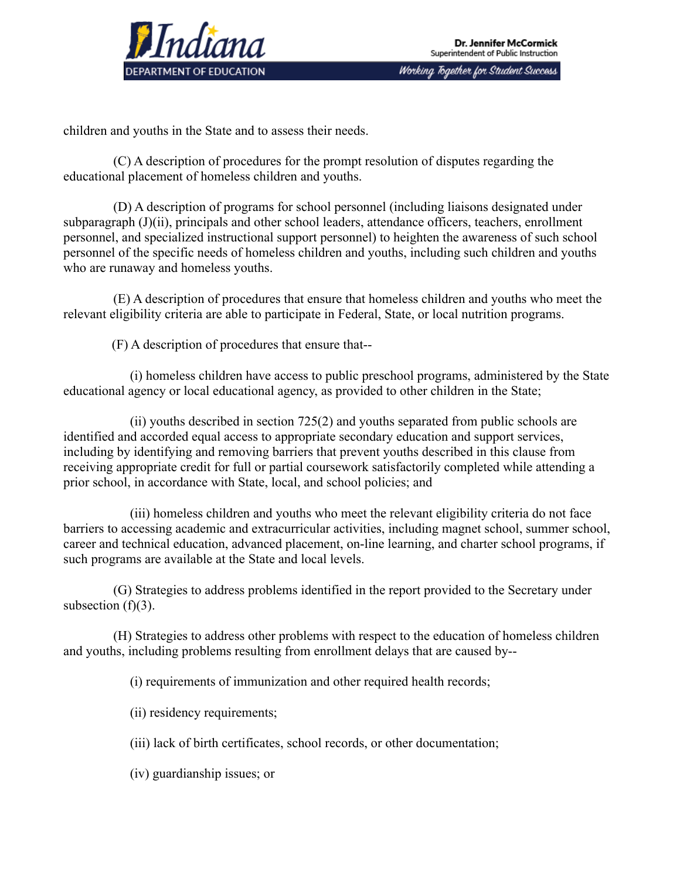children and youths in the State and to assess their needs.

(C) A description of procedures for the prompt resolution of disputes regarding the educational placement of homeless children and youths.

(D) A description of programs for school personnel (including liaisons designated under subparagraph (J)(ii), principals and other school leaders, attendance officers, teachers, enrollment personnel, and specialized instructional support personnel) to heighten the awareness of such school personnel of the specific needs of homeless children and youths, including such children and youths who are runaway and homeless youths.

(E) A description of procedures that ensure that homeless children and youths who meet the relevant eligibility criteria are able to participate in Federal, State, or local nutrition programs.

(F) A description of procedures that ensure that--

(i) homeless children have access to public preschool programs, administered by the State educational agency or local educational agency, as provided to other children in the State;

(ii) youths described in section 725(2) and youths separated from public schools are identified and accorded equal access to appropriate secondary education and support services, including by identifying and removing barriers that prevent youths described in this clause from receiving appropriate credit for full or partial coursework satisfactorily completed while attending a prior school, in accordance with State, local, and school policies; and

(iii) homeless children and youths who meet the relevant eligibility criteria do not face barriers to accessing academic and extracurricular activities, including magnet school, summer school, career and technical education, advanced placement, on-line learning, and charter school programs, if such programs are available at the State and local levels.

(G) Strategies to address problems identified in the report provided to the Secretary under subsection (f)(3).

(H) Strategies to address other problems with respect to the education of homeless children and youths, including problems resulting from enrollment delays that are caused by--

(i) requirements of immunization and other required health records;

(ii) residency requirements;

(iii) lack of birth certificates, school records, or other documentation;

(iv) guardianship issues; or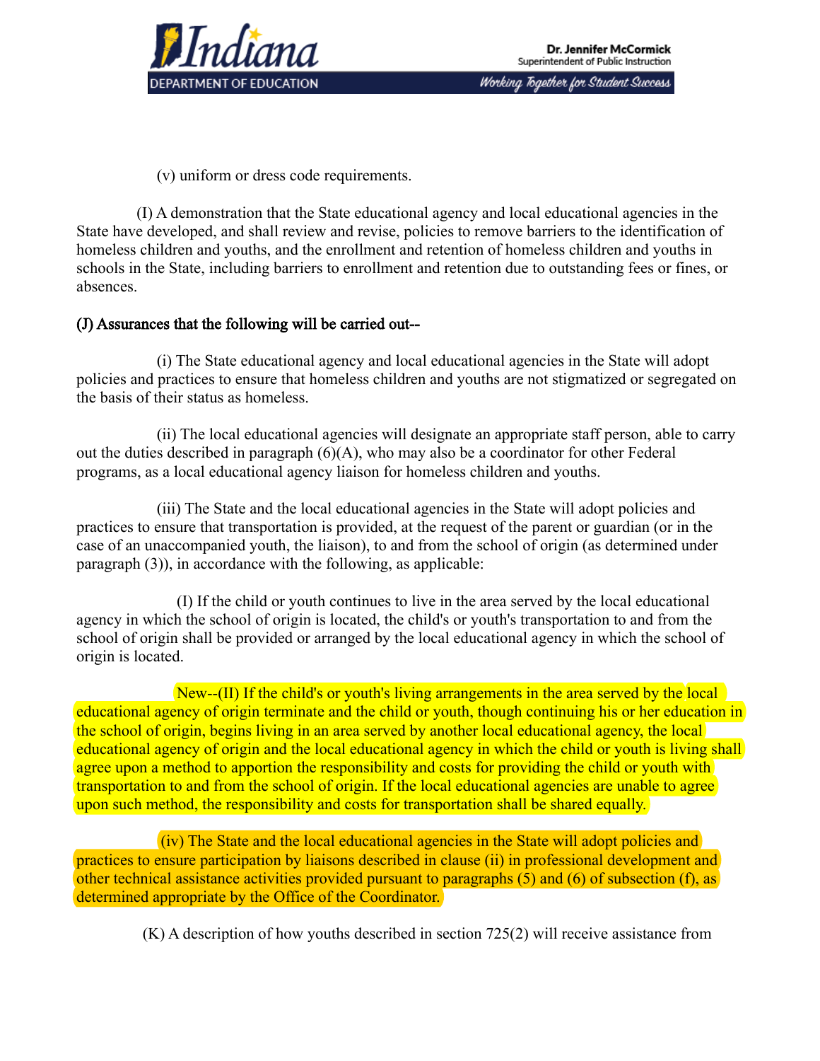(v) uniform or dress code requirements.

(I) A demonstration that the State educational agency and local educational agencies in the State have developed, and shall review and revise, policies to remove barriers to the identification of homeless children and youths, and the enrollment and retention of homeless children and youths in schools in the State, including barriers to enrollment and retention due to outstanding fees or fines, or absences.

**(J) Assurances that the following will be carried out--**

(i) The State educational agency and local educational agencies in the State will adopt policies and practices to ensure that homeless children and youths are not stigmatized or segregated on the basis of their status as homeless.

(ii) The local educational agencies will designate an appropriate staff person, able to carry out the duties described in paragraph (6)(A), who may also be a coordinator for other Federal programs, as a local educational agency liaison for homeless children and youths.

(iii) The State and the local educational agencies in the State will adopt policies and practices to ensure that transportation is provided, at the request of the parent or guardian (or in the case of an unaccompanied youth, the liaison), to and from the school of origin (as determined under paragraph (3)), in accordance with the following, as applicable:

(I) If the child or youth continues to live in the area served by the local educational agency in which the school of origin is located, the child's or youth's transportation to and from the school of origin shall be provided or arranged by the local educational agency in which the school of origin is located.

New--(II) If the child's or youth's living arrangements in the area served by the local educational agency of origin terminate and the child or youth, though continuing his or her education in the school of origin, begins living in an area served by another local educational agency, the local educational agency of origin and the local educational agency in which the child or youth is living shall agree upon a method to apportion the responsibility and costs for providing the child or youth with transportation to and from the school of origin. If the local educational agencies are unable to agree upon such method, the responsibility and costs for transportation shall be shared equally.

(iv) The State and the local educational agencies in the State will adopt policies and practices to ensure participation by liaisons described in clause (ii) in professional development and other technical assistance activities provided pursuant to paragraphs (5) and (6) of subsection (f), as determined appropriate by the Office of the Coordinator.

(K) A description of how youths described in section 725(2) will receive assistance from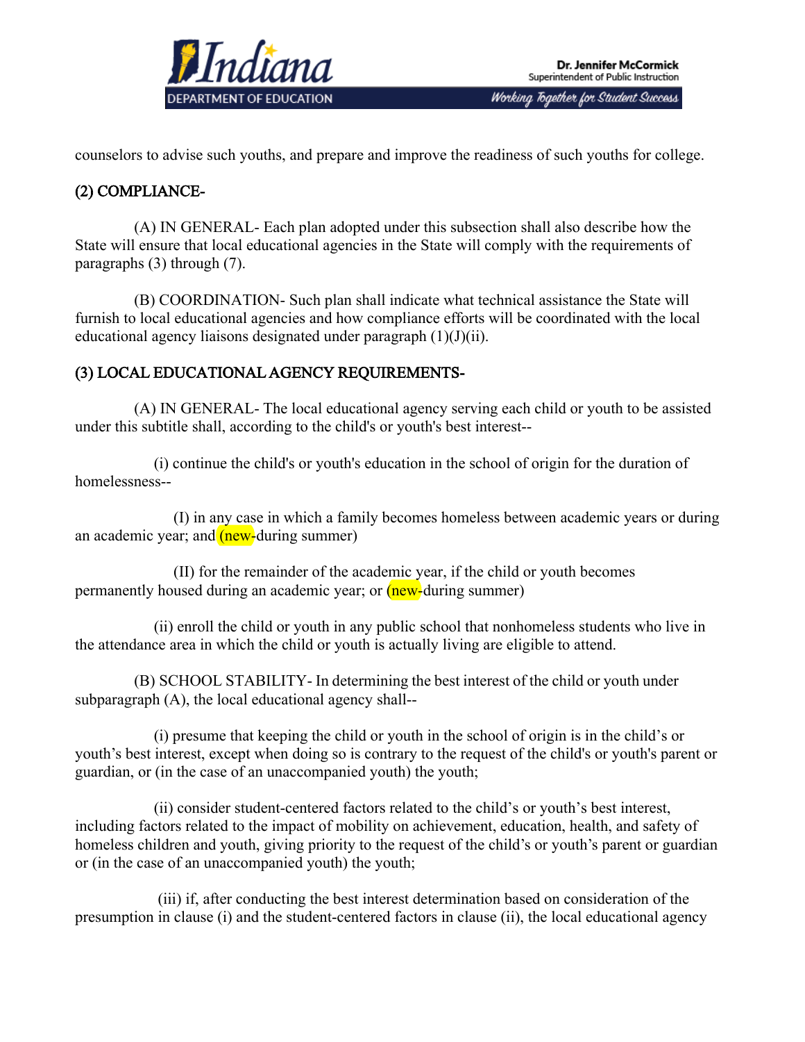counselors to advise such youths, and prepare and improve the readiness of such youths for college.

## (2) COMPLIANCE-

(A) IN GENERAL- Each plan adopted under this subsection shall also describe how the State will ensure that local educational agencies in the State will comply with the requirements of paragraphs (3) through (7).

(B) COORDINATION- Such plan shall indicate what technical assistance the State will furnish to local educational agencies and how compliance efforts will be coordinated with the local educational agency liaisons designated under paragraph (1)(J)(ii).

## (3) LOCAL EDUCATIONAL AGENCY REQUIREMENTS-

(A) IN GENERAL- The local educational agency serving each child or youth to be assisted under this subtitle shall, according to the child's or youth's best interest--

(i) continue the child's or youth's education in the school of origin for the duration of homelessness--

(I) in any case in which a family becomes homeless between academic years or during an academic year; and (new-during summer)

(II) for the remainder of the academic year, if the child or youth becomes permanently housed during an academic year; or (new-during summer)

(ii) enroll the child or youth in any public school that nonhomeless students who live in the attendance area in which the child or youth is actually living are eligible to attend.

(B) SCHOOL STABILITY- In determining the best interest of the child or youth under subparagraph (A), the local educational agency shall--

(i) presume that keeping the child or youth in the school of origin is in the child's or youth's best interest, except when doing so is contrary to the request of the child's or youth's parent or guardian, or (in the case of an unaccompanied youth) the youth;

(ii) consider student-centered factors related to the child's or youth's best interest, including factors related to the impact of mobility on achievement, education, health, and safety of homeless children and youth, giving priority to the request of the child's or youth's parent or guardian or (in the case of an unaccompanied youth) the youth;

(iii) if, after conducting the best interest determination based on consideration of the presumption in clause (i) and the student-centered factors in clause (ii), the local educational agency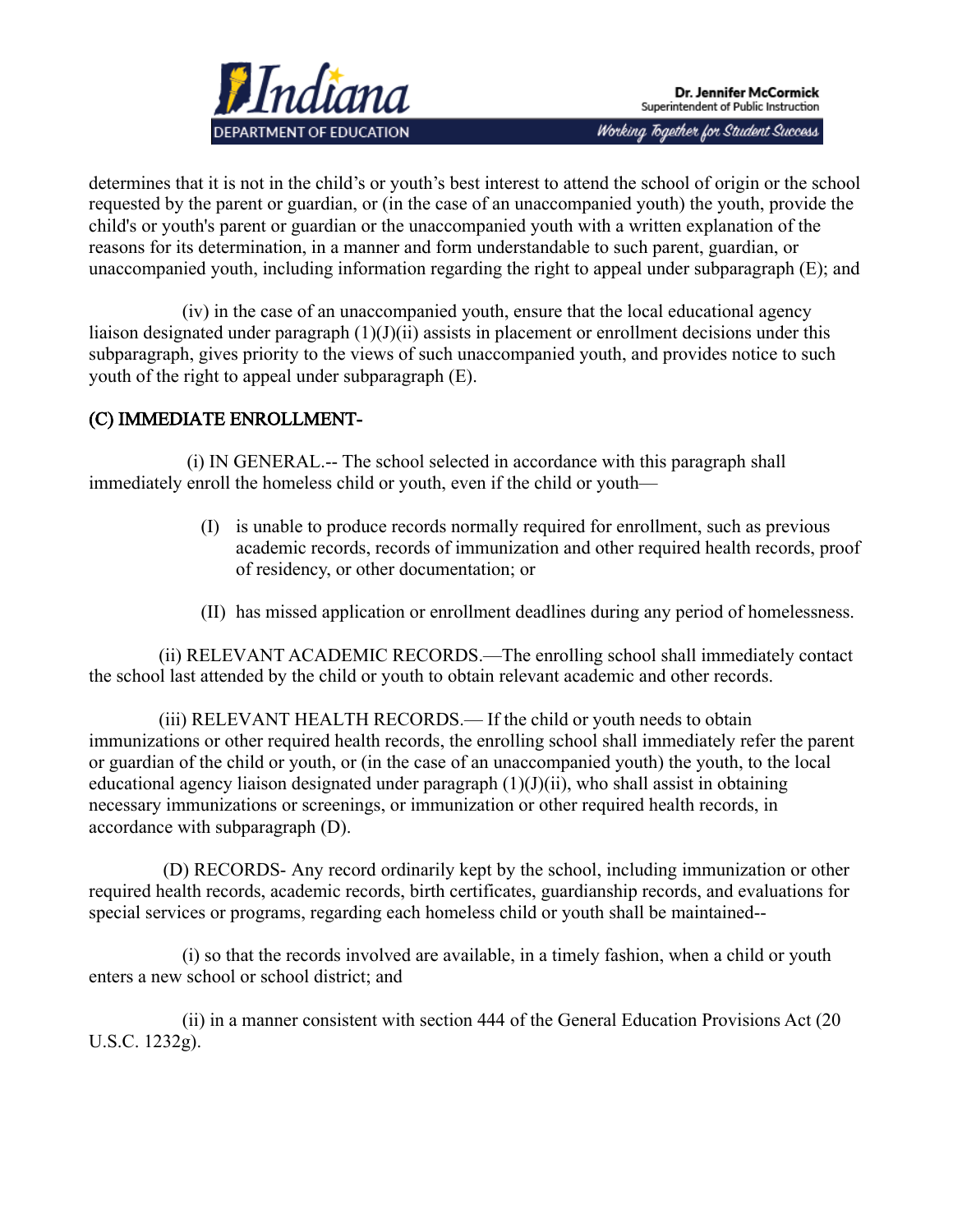determines that it is not in the child's or youth's best interest to attend the school of origin or the school requested by the parent or guardian, or (in the case of an unaccompanied youth) the youth, provide the child's or youth's parent or guardian or the unaccompanied youth with a written explanation of the reasons for its determination, in a manner and form understandable to such parent, guardian, or unaccompanied youth, including information regarding the right to appeal under subparagraph (E); and

(iv) in the case of an unaccompanied youth, ensure that the local educational agency liaison designated under paragraph (1)(J)(ii) assists in placement or enrollment decisions under this subparagraph, gives priority to the views of such unaccompanied youth, and provides notice to such youth of the right to appeal under subparagraph (E).

(C) IMMEDIATE ENROLLMENT-

(i) IN GENERAL.-- The school selected in accordance with this paragraph shall immediately enroll the homeless child or youth, even if the child or youth—

(I) is unable to produce records normally required for enrollment, such as previous academic records, records of immunization and other required health records, proof of residency, or other documentation; or

(II) has missed application or enrollment deadlines during any period of homelessness.

(ii) RELEVANT ACADEMIC RECORDS.—The enrolling school shall immediately contact the school last attended by the child or youth to obtain relevant academic and other records.

(iii) RELEVANT HEALTH RECORDS.— If the child or youth needs to obtain immunizations or other required health records, the enrolling school shall immediately refer the parent or guardian of the child or youth, or (in the case of an unaccompanied youth) the youth, to the local educational agency liaison designated under paragraph (1)(J)(ii), who shall assist in obtaining necessary immunizations or screenings, or immunization or other required health records, in accordance with subparagraph (D).

(D) RECORDS- Any record ordinarily kept by the school, including immunization or other required health records, academic records, birth certificates, guardianship records, and evaluations for special services or programs, regarding each homeless child or youth shall be maintained--

(i) so that the records involved are available, in a timely fashion, when a child or youth enters a new school or school district; and

(ii) in a manner consistent with section 444 of the General Education Provisions Act (20 U.S.C. 1232g).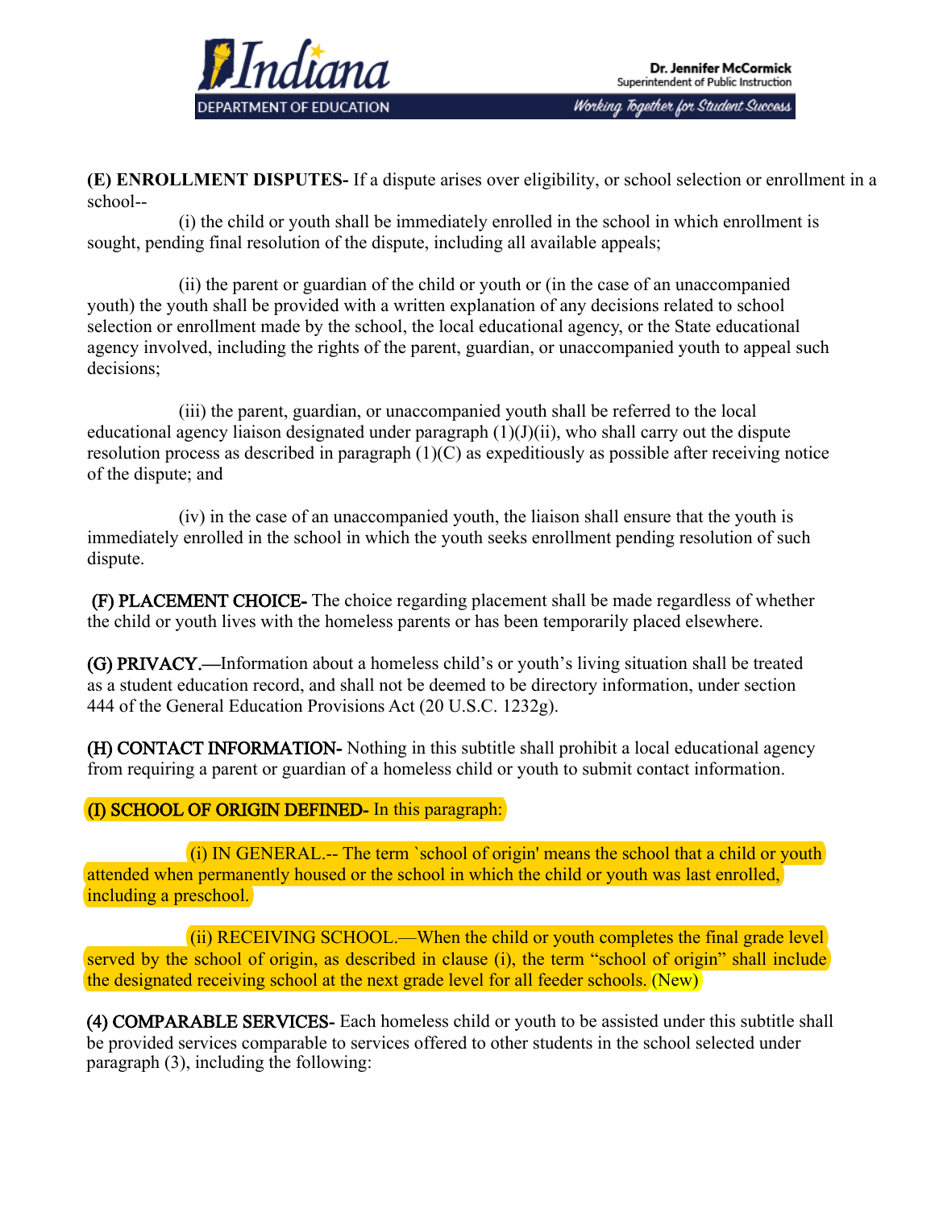**(E) ENROLLMENT DISPUTES-** If a dispute arises over eligibility, or school selection or enrollment in a school--

(i) the child or youth shall be immediately enrolled in the school in which enrollment is sought, pending final resolution of the dispute, including all available appeals;

(ii) the parent or guardian of the child or youth or (in the case of an unaccompanied youth) the youth shall be provided with a written explanation of any decisions related to school selection or enrollment made by the school, the local educational agency, or the State educational agency involved, including the rights of the parent, guardian, or unaccompanied youth to appeal such decisions;

(iii) the parent, guardian, or unaccompanied youth shall be referred to the local educational agency liaison designated under paragraph (1)(J)(ii), who shall carry out the dispute resolution process as described in paragraph (1)(C) as expeditiously as possible after receiving notice of the dispute; and

(iv) in the case of an unaccompanied youth, the liaison shall ensure that the youth is immediately enrolled in the school in which the youth seeks enrollment pending resolution of such dispute.

(F) PLACEMENT CHOICE- The choice regarding placement shall be made regardless of whether the child or youth lives with the homeless parents or has been temporarily placed elsewhere.

(G) PRIVACY.—Information about a homeless child's or youth's living situation shall be treated as a student education record, and shall not be deemed to be directory information, under section 444 of the General Education Provisions Act (20 U.S.C. 1232g).

(H) CONTACT INFORMATION- Nothing in this subtitle shall prohibit a local educational agency from requiring a parent or guardian of a homeless child or youth to submit contact information.

(I) SCHOOL OF ORIGIN DEFINED- In this paragraph:

(i) IN GENERAL.-- The term `school of origin' means the school that a child or youth attended when permanently housed or the school in which the child or youth was last enrolled, including a preschool.

(ii) RECEIVING SCHOOL.—When the child or youth completes the final grade level served by the school of origin, as described in clause (i), the term "school of origin" shall include the designated receiving school at the next grade level for all feeder schools. (New)

(4) COMPARABLE SERVICES- Each homeless child or youth to be assisted under this subtitle shall be provided services comparable to services offered to other students in the school selected under paragraph (3), including the following: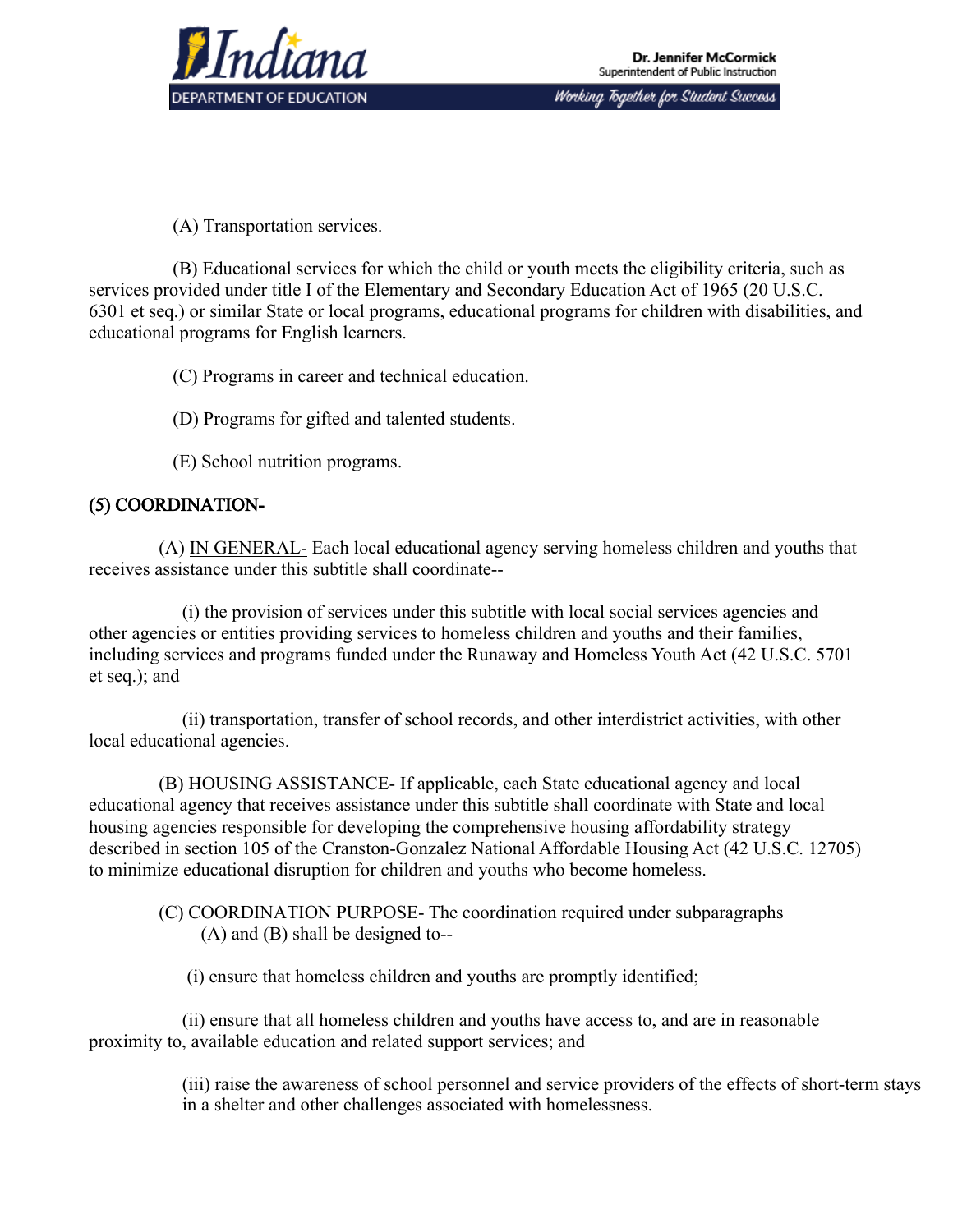(A) Transportation services.

(B) Educational services for which the child or youth meets the eligibility criteria, such as services provided under title I of the Elementary and Secondary Education Act of 1965 (20 U.S.C. 6301 et seq.) or similar State or local programs, educational programs for children with disabilities, and educational programs for English learners.

(C) Programs in career and technical education.

(D) Programs for gifted and talented students.

(E) School nutrition programs.

(5) COORDINATION-

(A) IN GENERAL- Each local educational agency serving homeless children and youths that receives assistance under this subtitle shall coordinate--

(i) the provision of services under this subtitle with local social services agencies and other agencies or entities providing services to homeless children and youths and their families, including services and programs funded under the Runaway and Homeless Youth Act (42 U.S.C. 5701 et seq.); and

(ii) transportation, transfer of school records, and other interdistrict activities, with other local educational agencies.

(B) HOUSING ASSISTANCE- If applicable, each State educational agency and local educational agency that receives assistance under this subtitle shall coordinate with State and local housing agencies responsible for developing the comprehensive housing affordability strategy described in section 105 of the Cranston-Gonzalez National Affordable Housing Act (42 U.S.C. 12705) to minimize educational disruption for children and youths who become homeless.

(C) COORDINATION PURPOSE- The coordination required under subparagraphs (A) and (B) shall be designed to--

(i) ensure that homeless children and youths are promptly identified;

(ii) ensure that all homeless children and youths have access to, and are in reasonable proximity to, available education and related support services; and

(iii) raise the awareness of school personnel and service providers of the effects of short-term stays in a shelter and other challenges associated with homelessness.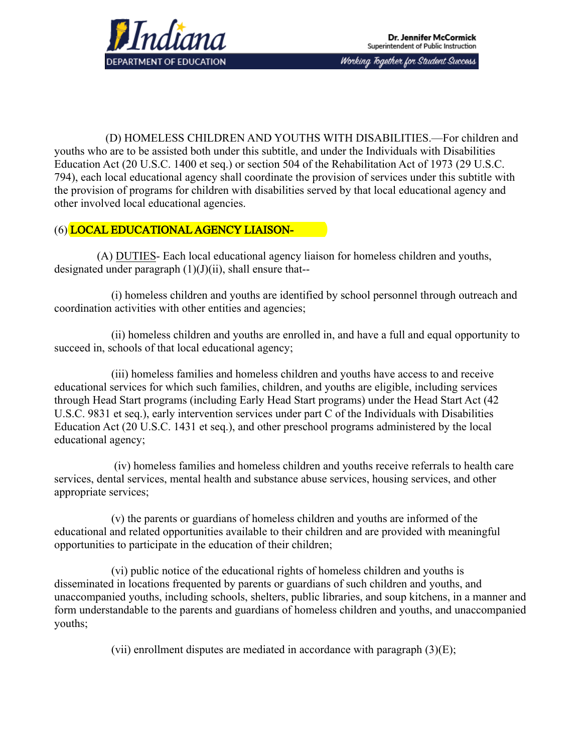(D) HOMELESS CHILDREN AND YOUTHS WITH DISABILITIES.—For children and youths who are to be assisted both under this subtitle, and under the Individuals with Disabilities Education Act (20 U.S.C. 1400 et seq.) or section 504 of the Rehabilitation Act of 1973 (29 U.S.C. 794), each local educational agency shall coordinate the provision of services under this subtitle with the provision of programs for children with disabilities served by that local educational agency and other involved local educational agencies.

(6) **LOCAL EDUCATIONAL AGENCY LIAISON-**

(A) DUTIES- Each local educational agency liaison for homeless children and youths, designated under paragraph (1)(J)(ii), shall ensure that--

(i) homeless children and youths are identified by school personnel through outreach and coordination activities with other entities and agencies;

(ii) homeless children and youths are enrolled in, and have a full and equal opportunity to succeed in, schools of that local educational agency;

(iii) homeless families and homeless children and youths have access to and receive educational services for which such families, children, and youths are eligible, including services through Head Start programs (including Early Head Start programs) under the Head Start Act (42 U.S.C. 9831 et seq.), early intervention services under part C of the Individuals with Disabilities Education Act (20 U.S.C. 1431 et seq.), and other preschool programs administered by the local educational agency;

(iv) homeless families and homeless children and youths receive referrals to health care services, dental services, mental health and substance abuse services, housing services, and other appropriate services;

(v) the parents or guardians of homeless children and youths are informed of the educational and related opportunities available to their children and are provided with meaningful opportunities to participate in the education of their children;

(vi) public notice of the educational rights of homeless children and youths is disseminated in locations frequented by parents or guardians of such children and youths, and unaccompanied youths, including schools, shelters, public libraries, and soup kitchens, in a manner and form understandable to the parents and guardians of homeless children and youths, and unaccompanied youths;

(vii) enrollment disputes are mediated in accordance with paragraph (3)(E);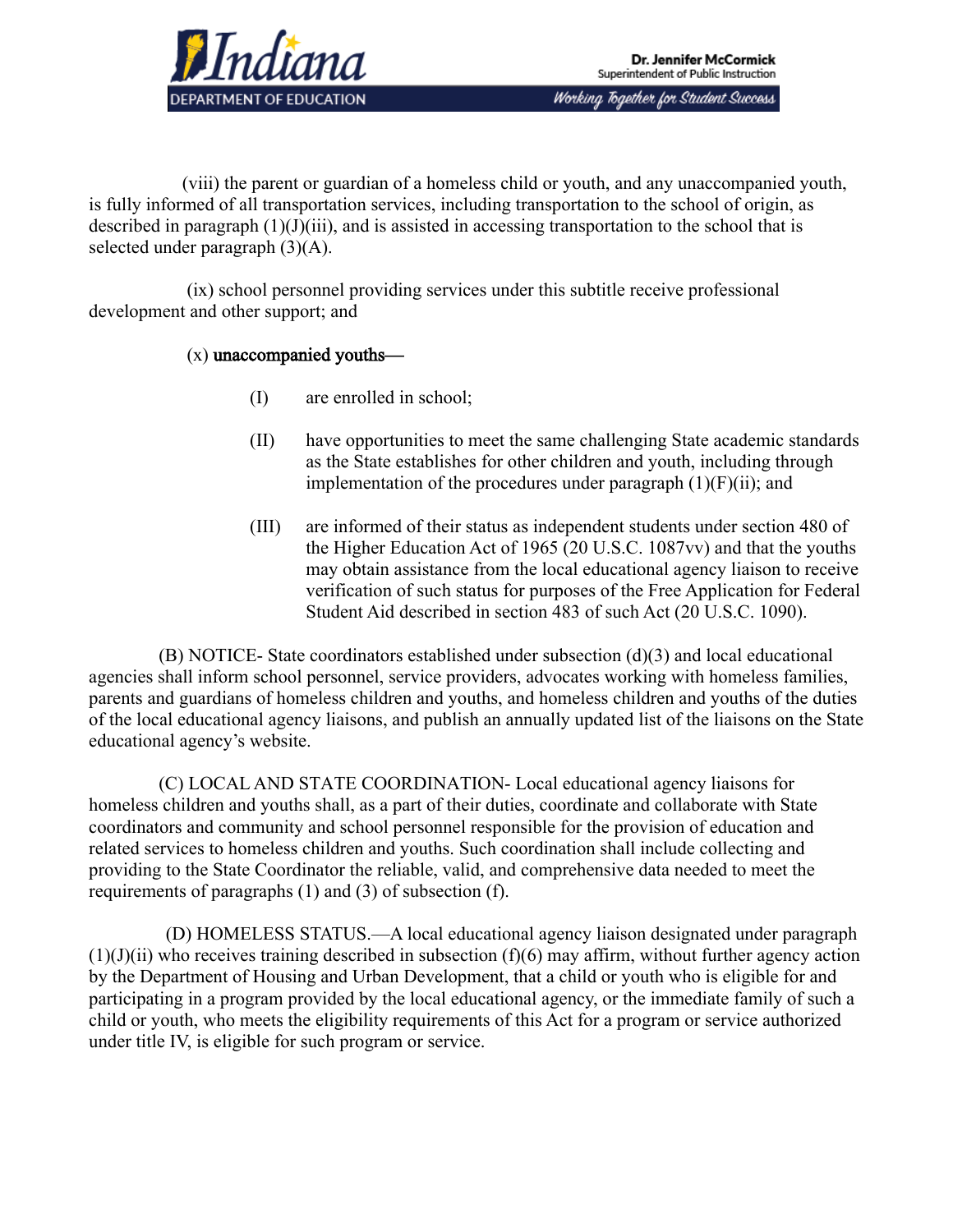(viii) the parent or guardian of a homeless child or youth, and any unaccompanied youth, is fully informed of all transportation services, including transportation to the school of origin, as described in paragraph (1)(J)(iii), and is assisted in accessing transportation to the school that is selected under paragraph (3)(A).

(ix) school personnel providing services under this subtitle receive professional development and other support; and

(x) unaccompanied youths—

- (I) are enrolled in school;
- (II) have opportunities to meet the same challenging State academic standards as the State establishes for other children and youth, including through implementation of the procedures under paragraph (1)(F)(ii); and
- (III) are informed of their status as independent students under section 480 of the Higher Education Act of 1965 (20 U.S.C. 1087vv) and that the youths may obtain assistance from the local educational agency liaison to receive verification of such status for purposes of the Free Application for Federal Student Aid described in section 483 of such Act (20 U.S.C. 1090).

(B) NOTICE- State coordinators established under subsection (d)(3) and local educational agencies shall inform school personnel, service providers, advocates working with homeless families, parents and guardians of homeless children and youths, and homeless children and youths of the duties of the local educational agency liaisons, and publish an annually updated list of the liaisons on the State educational agency's website.

(C) LOCAL AND STATE COORDINATION- Local educational agency liaisons for homeless children and youths shall, as a part of their duties, coordinate and collaborate with State coordinators and community and school personnel responsible for the provision of education and related services to homeless children and youths. Such coordination shall include collecting and providing to the State Coordinator the reliable, valid, and comprehensive data needed to meet the requirements of paragraphs (1) and (3) of subsection (f).

(D) HOMELESS STATUS.—A local educational agency liaison designated under paragraph (1)(J)(ii) who receives training described in subsection (f)(6) may affirm, without further agency action by the Department of Housing and Urban Development, that a child or youth who is eligible for and participating in a program provided by the local educational agency, or the immediate family of such a child or youth, who meets the eligibility requirements of this Act for a program or service authorized under title IV, is eligible for such program or service.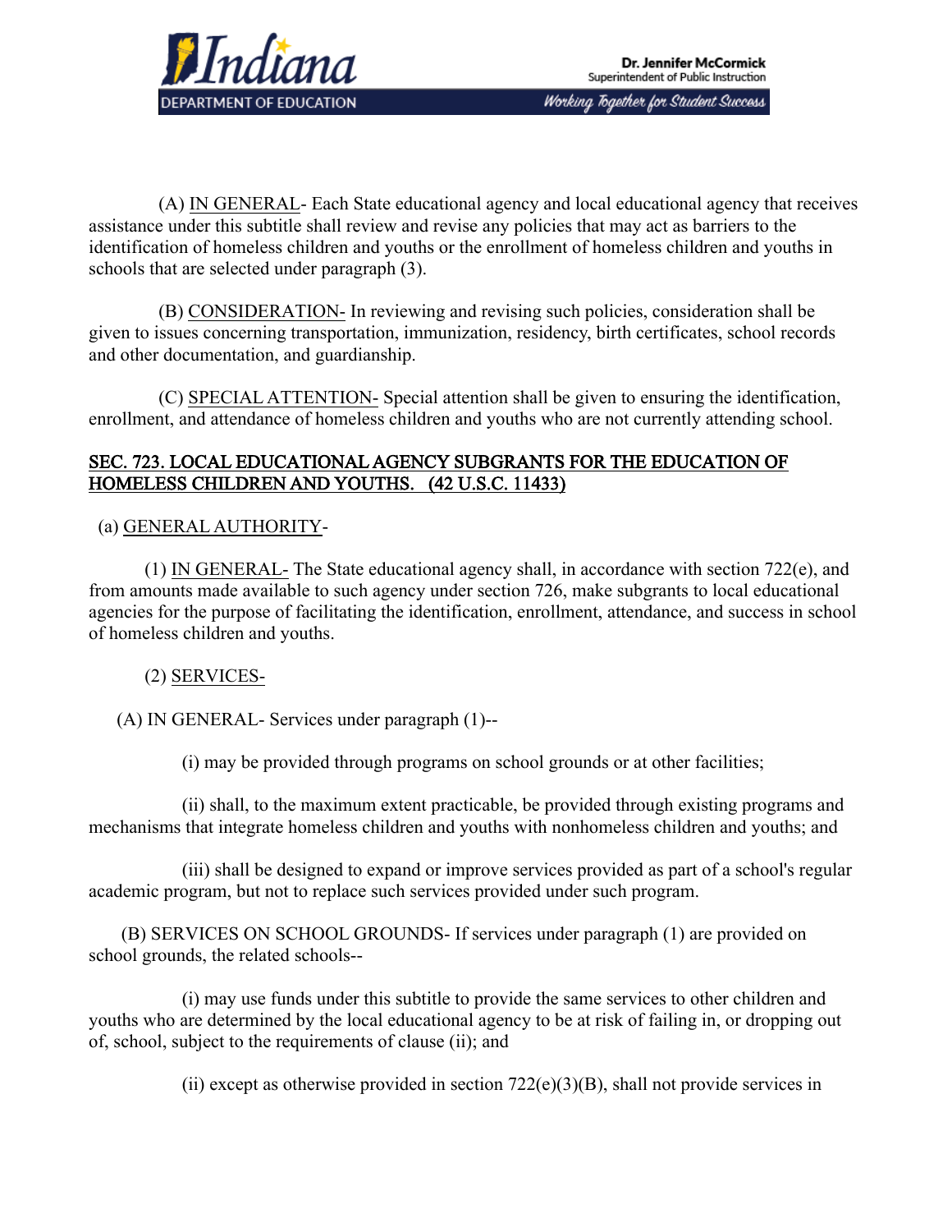(A) <u>IN GENERAL</u>- Each State educational agency and local educational agency that receives assistance under this subtitle shall review and revise any policies that may act as barriers to the identification of homeless children and youths or the enrollment of homeless children and youths in schools that are selected under paragraph (3).

(B) <u>CONSIDERATION</u>- In reviewing and revising such policies, consideration shall be given to issues concerning transportation, immunization, residency, birth certificates, school records and other documentation, and guardianship.

(C) <u>SPECIAL ATTENTION</u>- Special attention shall be given to ensuring the identification, enrollment, and attendance of homeless children and youths who are not currently attending school.

## <u>SEC. 723. LOCAL EDUCATIONAL AGENCY SUBGRANTS FOR THE EDUCATION OF HOMELESS CHILDREN AND YOUTHS. (42 U.S.C. 11433)</u>

(a) <u>GENERAL AUTHORITY</u>-

(1) <u>IN GENERAL</u>- The State educational agency shall, in accordance with section 722(e), and from amounts made available to such agency under section 726, make subgrants to local educational agencies for the purpose of facilitating the identification, enrollment, attendance, and success in school of homeless children and youths.

(2) <u>SERVICES</u>-

(A) IN GENERAL- Services under paragraph (1)--

(i) may be provided through programs on school grounds or at other facilities;

(ii) shall, to the maximum extent practicable, be provided through existing programs and mechanisms that integrate homeless children and youths with nonhomeless children and youths; and

(iii) shall be designed to expand or improve services provided as part of a school's regular academic program, but not to replace such services provided under such program.

(B) SERVICES ON SCHOOL GROUNDS- If services under paragraph (1) are provided on school grounds, the related schools--

(i) may use funds under this subtitle to provide the same services to other children and youths who are determined by the local educational agency to be at risk of failing in, or dropping out of, school, subject to the requirements of clause (ii); and

(ii) except as otherwise provided in section 722(e)(3)(B), shall not provide services in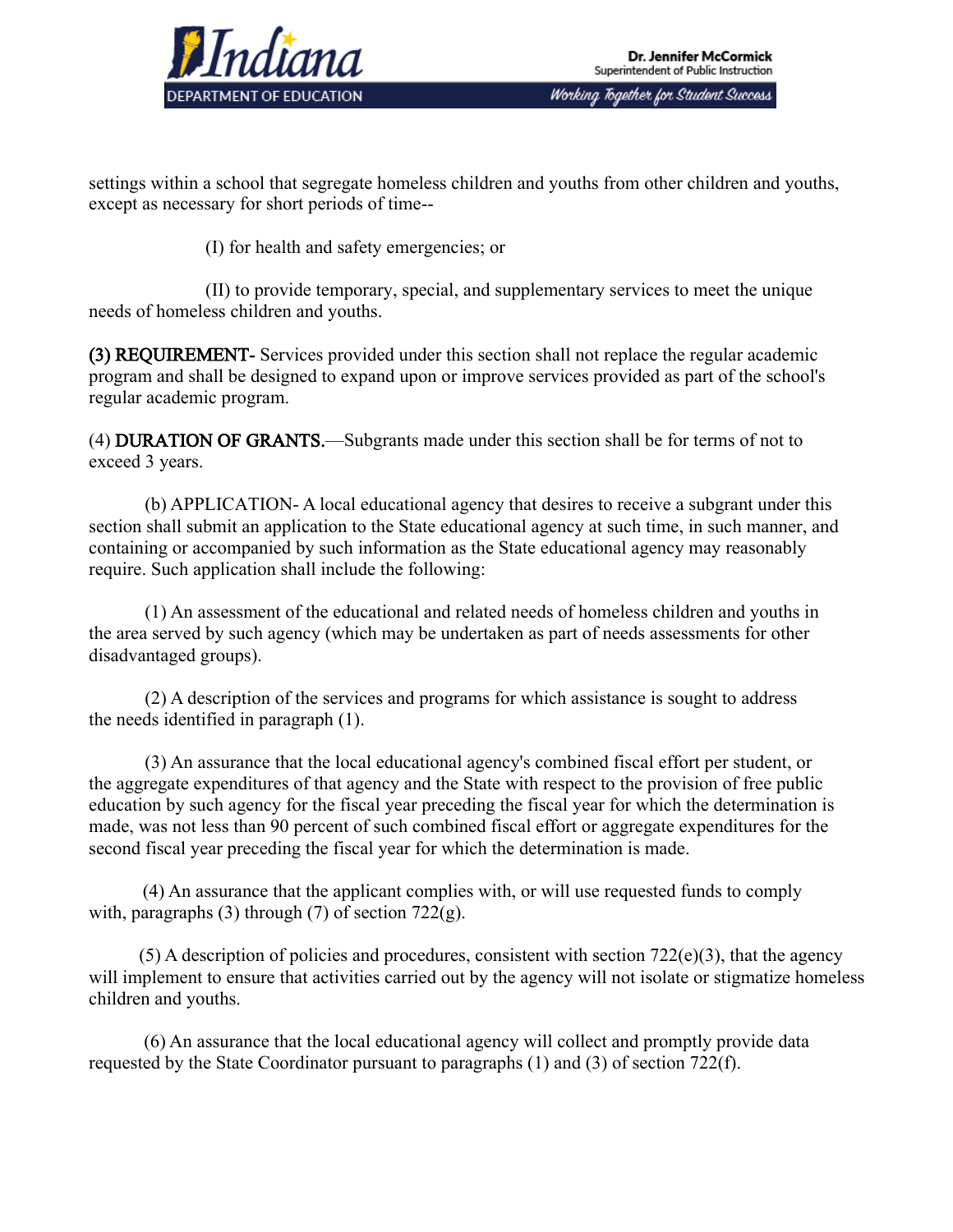settings within a school that segregate homeless children and youths from other children and youths, except as necessary for short periods of time--

(I) for health and safety emergencies; or

(II) to provide temporary, special, and supplementary services to meet the unique needs of homeless children and youths.

**(3) REQUIREMENT-** Services provided under this section shall not replace the regular academic program and shall be designed to expand upon or improve services provided as part of the school's regular academic program.

(4) **DURATION OF GRANTS.**—Subgrants made under this section shall be for terms of not to exceed 3 years.

(b) APPLICATION- A local educational agency that desires to receive a subgrant under this section shall submit an application to the State educational agency at such time, in such manner, and containing or accompanied by such information as the State educational agency may reasonably require. Such application shall include the following:

(1) An assessment of the educational and related needs of homeless children and youths in the area served by such agency (which may be undertaken as part of needs assessments for other disadvantaged groups).

(2) A description of the services and programs for which assistance is sought to address the needs identified in paragraph (1).

(3) An assurance that the local educational agency's combined fiscal effort per student, or the aggregate expenditures of that agency and the State with respect to the provision of free public education by such agency for the fiscal year preceding the fiscal year for which the determination is made, was not less than 90 percent of such combined fiscal effort or aggregate expenditures for the second fiscal year preceding the fiscal year for which the determination is made.

(4) An assurance that the applicant complies with, or will use requested funds to comply with, paragraphs (3) through (7) of section 722(g).

(5) A description of policies and procedures, consistent with section 722(e)(3), that the agency will implement to ensure that activities carried out by the agency will not isolate or stigmatize homeless children and youths.

(6) An assurance that the local educational agency will collect and promptly provide data requested by the State Coordinator pursuant to paragraphs (1) and (3) of section 722(f).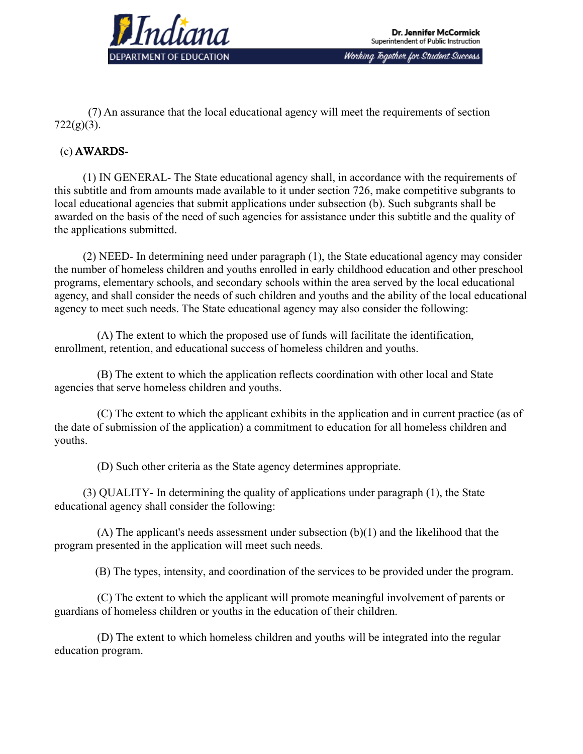(7) An assurance that the local educational agency will meet the requirements of section 722(g)(3).

(c) AWARDS-

(1) IN GENERAL- The State educational agency shall, in accordance with the requirements of this subtitle and from amounts made available to it under section 726, make competitive subgrants to local educational agencies that submit applications under subsection (b). Such subgrants shall be awarded on the basis of the need of such agencies for assistance under this subtitle and the quality of the applications submitted.

(2) NEED- In determining need under paragraph (1), the State educational agency may consider the number of homeless children and youths enrolled in early childhood education and other preschool programs, elementary schools, and secondary schools within the area served by the local educational agency, and shall consider the needs of such children and youths and the ability of the local educational agency to meet such needs. The State educational agency may also consider the following:

(A) The extent to which the proposed use of funds will facilitate the identification, enrollment, retention, and educational success of homeless children and youths.

(B) The extent to which the application reflects coordination with other local and State agencies that serve homeless children and youths.

(C) The extent to which the applicant exhibits in the application and in current practice (as of the date of submission of the application) a commitment to education for all homeless children and youths.

(D) Such other criteria as the State agency determines appropriate.

(3) QUALITY- In determining the quality of applications under paragraph (1), the State educational agency shall consider the following:

(A) The applicant's needs assessment under subsection (b)(1) and the likelihood that the program presented in the application will meet such needs.

(B) The types, intensity, and coordination of the services to be provided under the program.

(C) The extent to which the applicant will promote meaningful involvement of parents or guardians of homeless children or youths in the education of their children.

(D) The extent to which homeless children and youths will be integrated into the regular education program.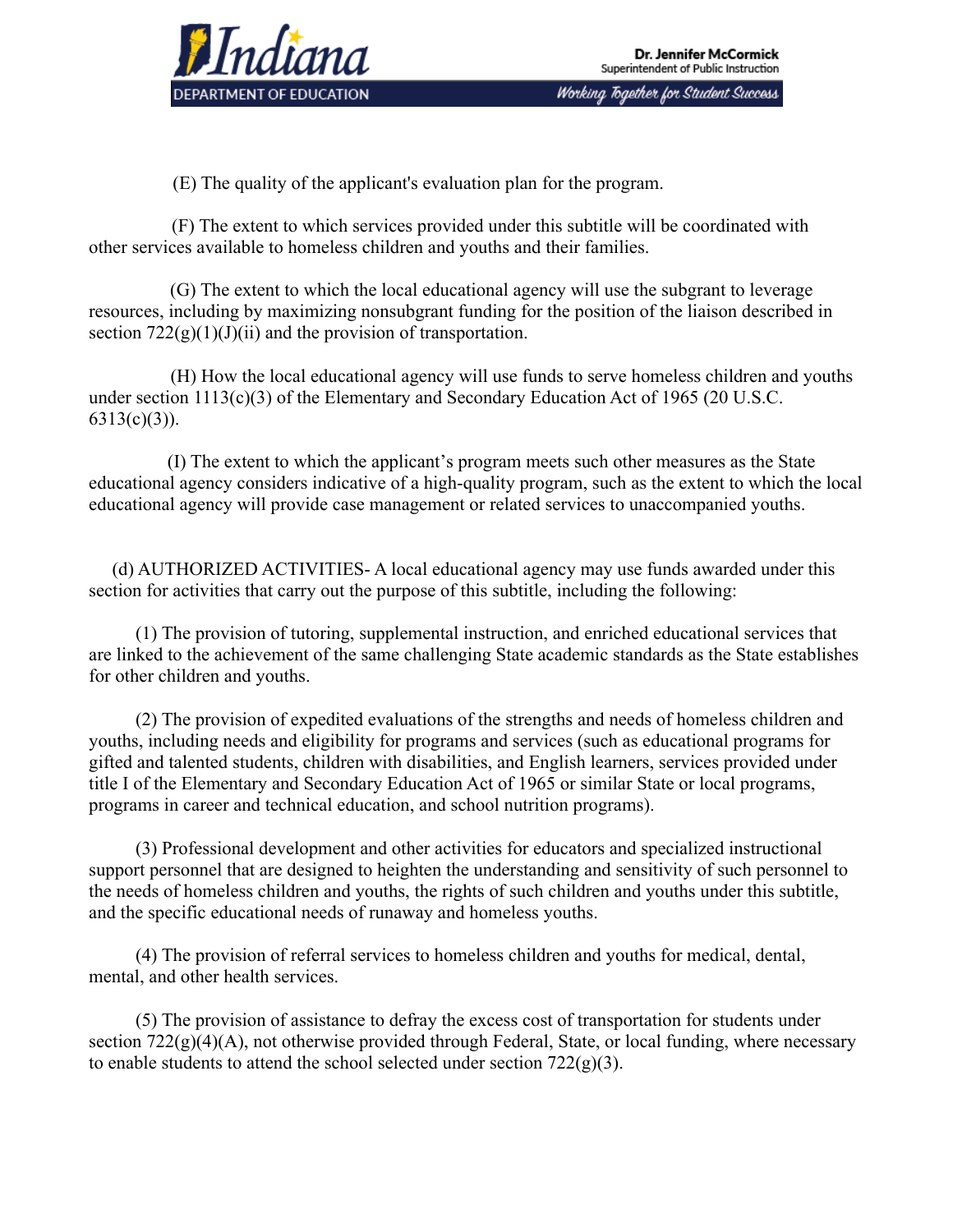(E) The quality of the applicant's evaluation plan for the program.

(F) The extent to which services provided under this subtitle will be coordinated with other services available to homeless children and youths and their families.

(G) The extent to which the local educational agency will use the subgrant to leverage resources, including by maximizing nonsubgrant funding for the position of the liaison described in section 722(g)(1)(J)(ii) and the provision of transportation.

(H) How the local educational agency will use funds to serve homeless children and youths under section 1113(c)(3) of the Elementary and Secondary Education Act of 1965 (20 U.S.C. 6313(c)(3)).

(I) The extent to which the applicant's program meets such other measures as the State educational agency considers indicative of a high-quality program, such as the extent to which the local educational agency will provide case management or related services to unaccompanied youths.

(d) AUTHORIZED ACTIVITIES- A local educational agency may use funds awarded under this section for activities that carry out the purpose of this subtitle, including the following:

(1) The provision of tutoring, supplemental instruction, and enriched educational services that are linked to the achievement of the same challenging State academic standards as the State establishes for other children and youths.

(2) The provision of expedited evaluations of the strengths and needs of homeless children and youths, including needs and eligibility for programs and services (such as educational programs for gifted and talented students, children with disabilities, and English learners, services provided under title I of the Elementary and Secondary Education Act of 1965 or similar State or local programs, programs in career and technical education, and school nutrition programs).

(3) Professional development and other activities for educators and specialized instructional support personnel that are designed to heighten the understanding and sensitivity of such personnel to the needs of homeless children and youths, the rights of such children and youths under this subtitle, and the specific educational needs of runaway and homeless youths.

(4) The provision of referral services to homeless children and youths for medical, dental, mental, and other health services.

(5) The provision of assistance to defray the excess cost of transportation for students under section 722(g)(4)(A), not otherwise provided through Federal, State, or local funding, where necessary to enable students to attend the school selected under section 722(g)(3).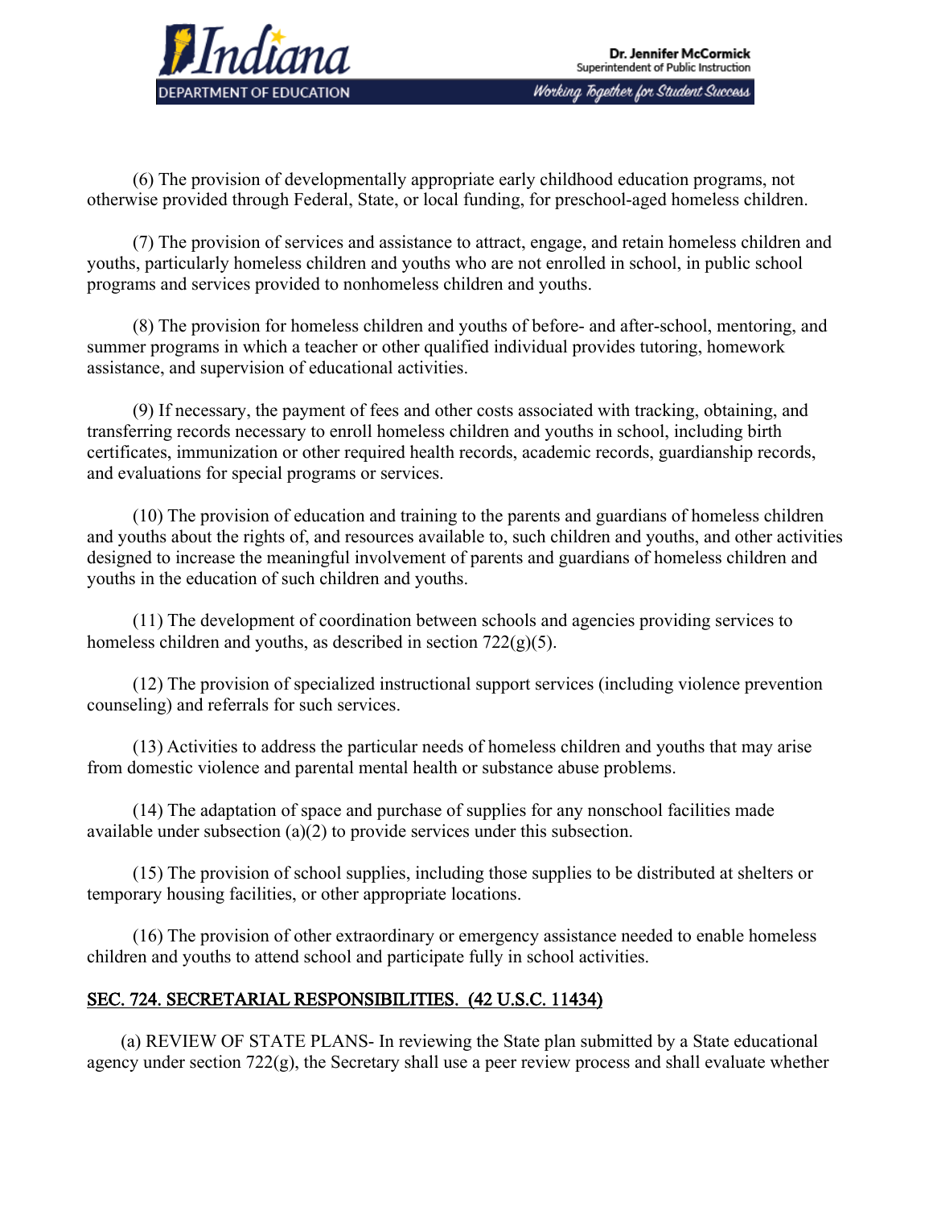(6) The provision of developmentally appropriate early childhood education programs, not otherwise provided through Federal, State, or local funding, for preschool-aged homeless children.

(7) The provision of services and assistance to attract, engage, and retain homeless children and youths, particularly homeless children and youths who are not enrolled in school, in public school programs and services provided to nonhomeless children and youths.

(8) The provision for homeless children and youths of before- and after-school, mentoring, and summer programs in which a teacher or other qualified individual provides tutoring, homework assistance, and supervision of educational activities.

(9) If necessary, the payment of fees and other costs associated with tracking, obtaining, and transferring records necessary to enroll homeless children and youths in school, including birth certificates, immunization or other required health records, academic records, guardianship records, and evaluations for special programs or services.

(10) The provision of education and training to the parents and guardians of homeless children and youths about the rights of, and resources available to, such children and youths, and other activities designed to increase the meaningful involvement of parents and guardians of homeless children and youths in the education of such children and youths.

(11) The development of coordination between schools and agencies providing services to homeless children and youths, as described in section 722(g)(5).

(12) The provision of specialized instructional support services (including violence prevention counseling) and referrals for such services.

(13) Activities to address the particular needs of homeless children and youths that may arise from domestic violence and parental mental health or substance abuse problems.

(14) The adaptation of space and purchase of supplies for any nonschool facilities made available under subsection (a)(2) to provide services under this subsection.

(15) The provision of school supplies, including those supplies to be distributed at shelters or temporary housing facilities, or other appropriate locations.

(16) The provision of other extraordinary or emergency assistance needed to enable homeless children and youths to attend school and participate fully in school activities.

## SEC. 724. SECRETARIAL RESPONSIBILITIES. (42 U.S.C. 11434)

(a) REVIEW OF STATE PLANS- In reviewing the State plan submitted by a State educational agency under section 722(g), the Secretary shall use a peer review process and shall evaluate whether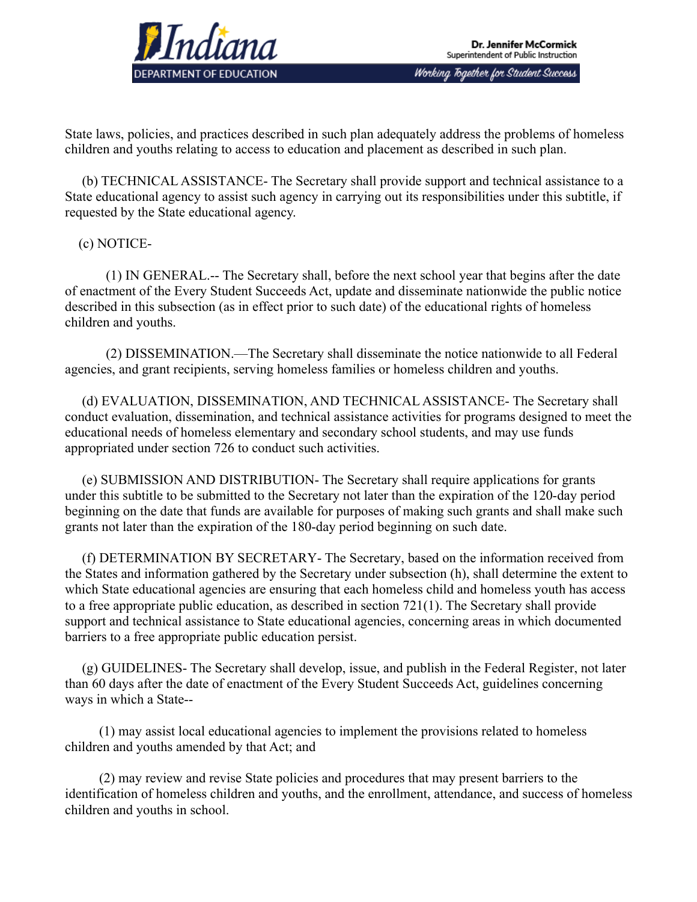State laws, policies, and practices described in such plan adequately address the problems of homeless children and youths relating to access to education and placement as described in such plan.

(b) TECHNICAL ASSISTANCE- The Secretary shall provide support and technical assistance to a State educational agency to assist such agency in carrying out its responsibilities under this subtitle, if requested by the State educational agency.

(c) NOTICE-

(1) IN GENERAL.-- The Secretary shall, before the next school year that begins after the date of enactment of the Every Student Succeeds Act, update and disseminate nationwide the public notice described in this subsection (as in effect prior to such date) of the educational rights of homeless children and youths.

(2) DISSEMINATION.—The Secretary shall disseminate the notice nationwide to all Federal agencies, and grant recipients, serving homeless families or homeless children and youths.

(d) EVALUATION, DISSEMINATION, AND TECHNICAL ASSISTANCE- The Secretary shall conduct evaluation, dissemination, and technical assistance activities for programs designed to meet the educational needs of homeless elementary and secondary school students, and may use funds appropriated under section 726 to conduct such activities.

(e) SUBMISSION AND DISTRIBUTION- The Secretary shall require applications for grants under this subtitle to be submitted to the Secretary not later than the expiration of the 120-day period beginning on the date that funds are available for purposes of making such grants and shall make such grants not later than the expiration of the 180-day period beginning on such date.

(f) DETERMINATION BY SECRETARY- The Secretary, based on the information received from the States and information gathered by the Secretary under subsection (h), shall determine the extent to which State educational agencies are ensuring that each homeless child and homeless youth has access to a free appropriate public education, as described in section 721(1). The Secretary shall provide support and technical assistance to State educational agencies, concerning areas in which documented barriers to a free appropriate public education persist.

(g) GUIDELINES- The Secretary shall develop, issue, and publish in the Federal Register, not later than 60 days after the date of enactment of the Every Student Succeeds Act, guidelines concerning ways in which a State--

(1) may assist local educational agencies to implement the provisions related to homeless children and youths amended by that Act; and

(2) may review and revise State policies and procedures that may present barriers to the identification of homeless children and youths, and the enrollment, attendance, and success of homeless children and youths in school.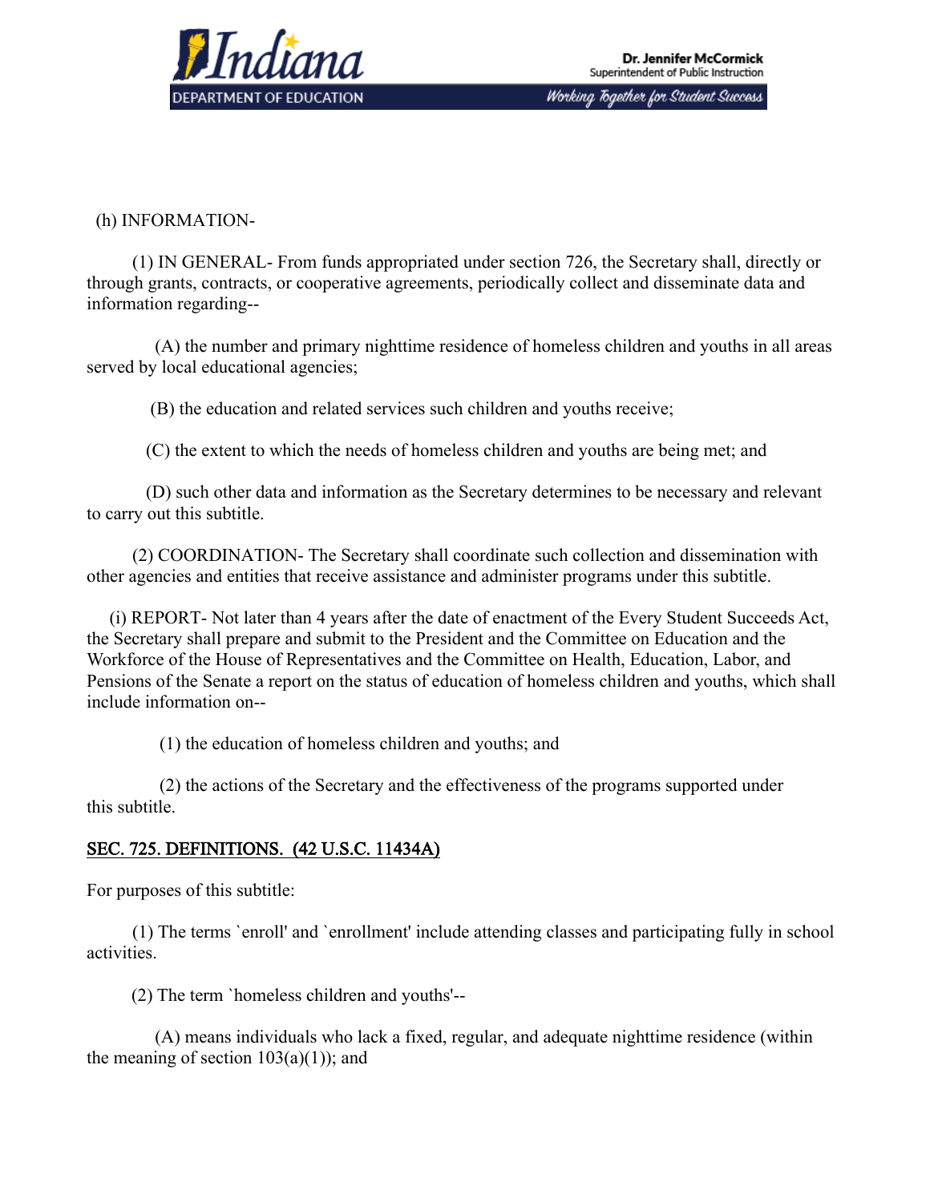(h) INFORMATION-

(1) IN GENERAL- From funds appropriated under section 726, the Secretary shall, directly or through grants, contracts, or cooperative agreements, periodically collect and disseminate data and information regarding--

(A) the number and primary nighttime residence of homeless children and youths in all areas served by local educational agencies;

(B) the education and related services such children and youths receive;

(C) the extent to which the needs of homeless children and youths are being met; and

(D) such other data and information as the Secretary determines to be necessary and relevant to carry out this subtitle.

(2) COORDINATION- The Secretary shall coordinate such collection and dissemination with other agencies and entities that receive assistance and administer programs under this subtitle.

(i) REPORT- Not later than 4 years after the date of enactment of the Every Student Succeeds Act, the Secretary shall prepare and submit to the President and the Committee on Education and the Workforce of the House of Representatives and the Committee on Health, Education, Labor, and Pensions of the Senate a report on the status of education of homeless children and youths, which shall include information on--

(1) the education of homeless children and youths; and

(2) the actions of the Secretary and the effectiveness of the programs supported under this subtitle.

## SEC. 725. DEFINITIONS. (42 U.S.C. 11434A)

For purposes of this subtitle:

(1) The terms `enroll' and `enrollment' include attending classes and participating fully in school activities.

(2) The term `homeless children and youths'--

(A) means individuals who lack a fixed, regular, and adequate nighttime residence (within the meaning of section 103(a)(1)); and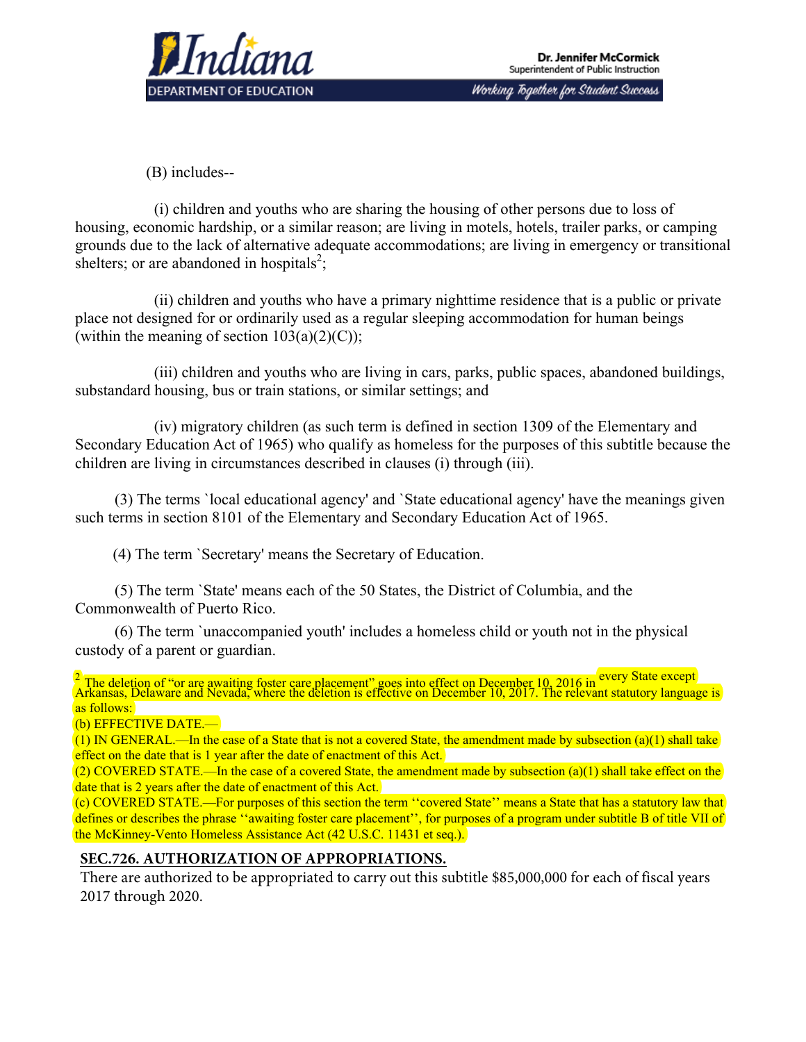(B) includes--

(i) children and youths who are sharing the housing of other persons due to loss of housing, economic hardship, or a similar reason; are living in motels, hotels, trailer parks, or camping grounds due to the lack of alternative adequate accommodations; are living in emergency or transitional shelters; or are abandoned in hospitals[2];

(ii) children and youths who have a primary nighttime residence that is a public or private place not designed for or ordinarily used as a regular sleeping accommodation for human beings (within the meaning of section 103(a)(2)(C));

(iii) children and youths who are living in cars, parks, public spaces, abandoned buildings, substandard housing, bus or train stations, or similar settings; and

(iv) migratory children (as such term is defined in section 1309 of the Elementary and Secondary Education Act of 1965) who qualify as homeless for the purposes of this subtitle because the children are living in circumstances described in clauses (i) through (iii).

(3) The terms `local educational agency' and `State educational agency' have the meanings given such terms in section 8101 of the Elementary and Secondary Education Act of 1965.

(4) The term `Secretary' means the Secretary of Education.

(5) The term `State' means each of the 50 States, the District of Columbia, and the Commonwealth of Puerto Rico.

(6) The term `unaccompanied youth' includes a homeless child or youth not in the physical custody of a parent or guardian.

[2] The deletion of "or are awaiting foster care placement" goes into effect on December 10, 2016 in every State except Arkansas, Delaware and Nevada, where the deletion is effective on December 10, 2017. The relevant statutory language is as follows:

(b) EFFECTIVE DATE.—

(1) IN GENERAL.—In the case of a State that is not a covered State, the amendment made by subsection (a)(1) shall take effect on the date that is 1 year after the date of enactment of this Act.

(2) COVERED STATE.—In the case of a covered State, the amendment made by subsection (a)(1) shall take effect on the date that is 2 years after the date of enactment of this Act.

(c) COVERED STATE.—For purposes of this section the term ''covered State'' means a State that has a statutory law that defines or describes the phrase ''awaiting foster care placement'', for purposes of a program under subtitle B of title VII of the McKinney-Vento Homeless Assistance Act (42 U.S.C. 11431 et seq.).

## SEC.726. AUTHORIZATION OF APPROPRIATIONS.

There are authorized to be appropriated to carry out this subtitle $85,000,000 for each of fiscal years 2017 through 2020.